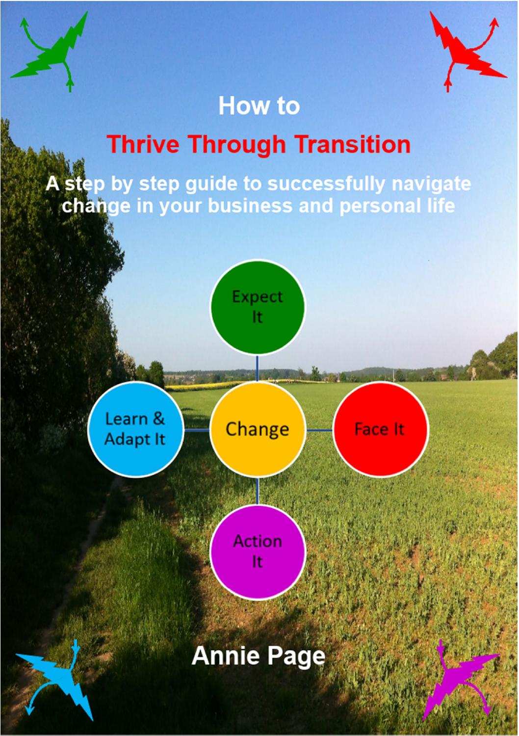# How to Thrive Through Transition

## A step by step guide to successfully navigate change in your business and personal life

Expect It

Learn & Adapt It

Change

Face It

Action It

**Annie Page**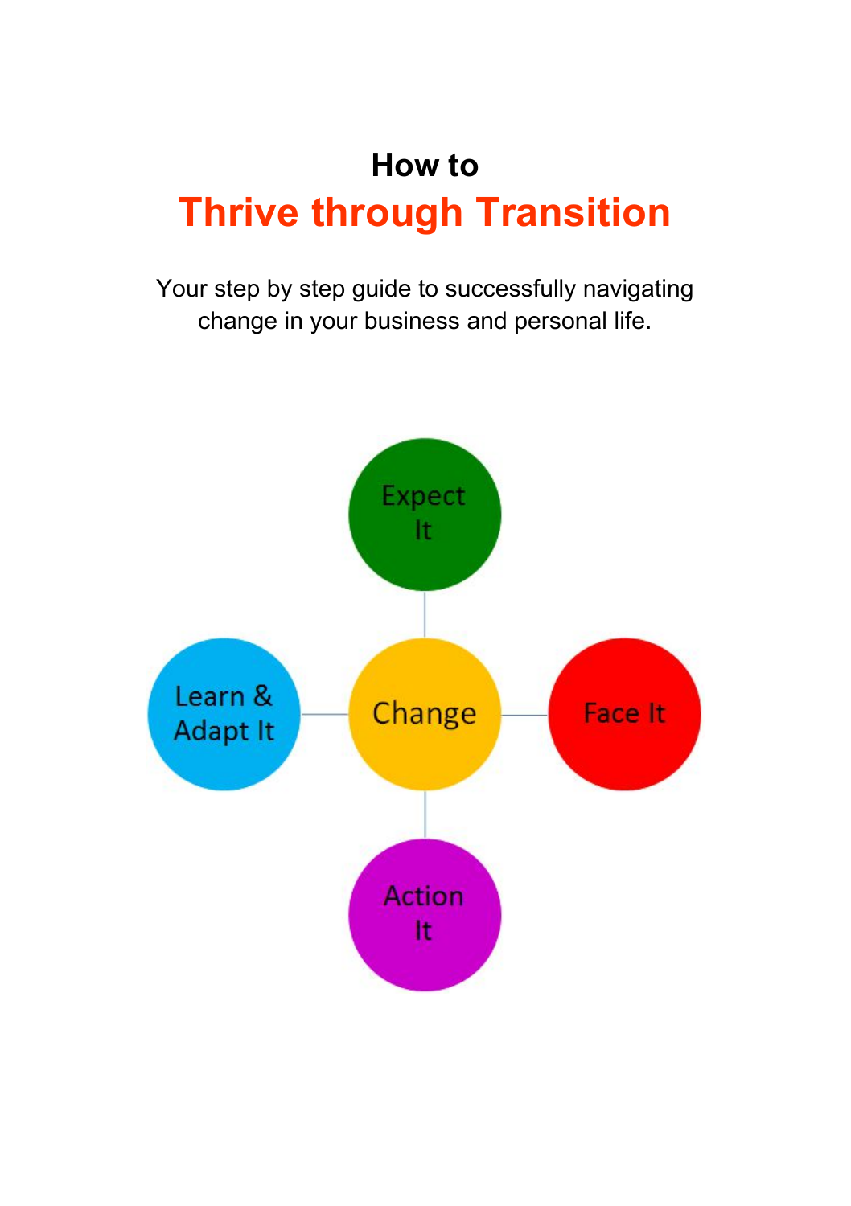# How to

# Thrive through Transition

Your step by step guide to successfully navigating change in your business and personal life.

Expect It

Learn & Adapt It

Change

Face It

Action It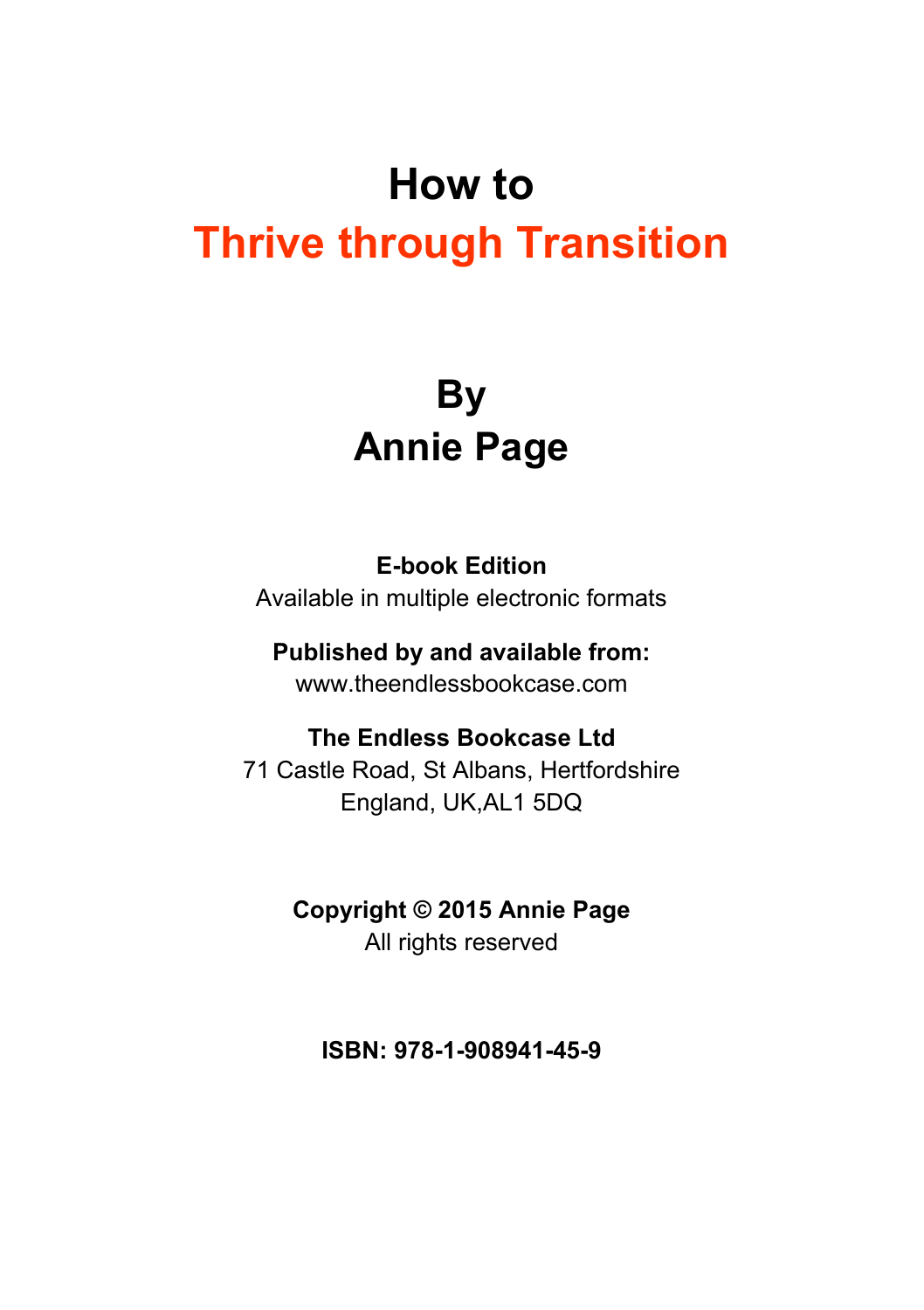# How to
# Thrive through Transition

## By
## Annie Page

**E-book Edition**
Available in multiple electronic formats

**Published by and available from:**
www.theendlessbookcase.com

**The Endless Bookcase Ltd**
71 Castle Road, St Albans, Hertfordshire
England, UK,AL1 5DQ

**Copyright © 2015 Annie Page**
All rights reserved

**ISBN: 978-1-908941-45-9**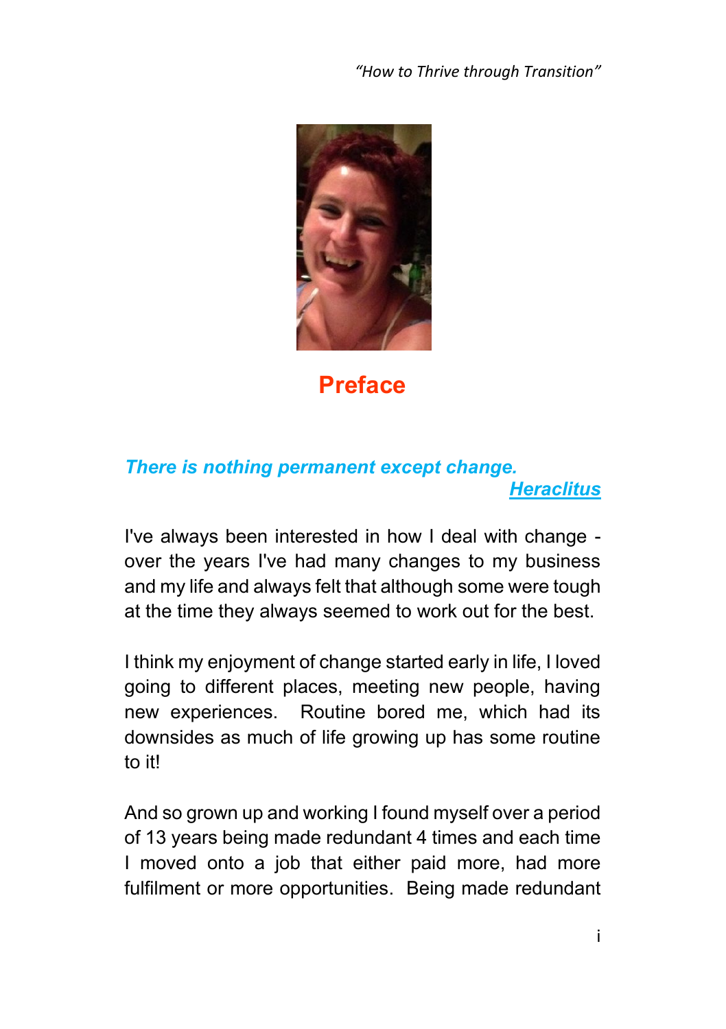# Preface

***There is nothing permanent except change.***
***Heraclitus***

I've always been interested in how I deal with change - over the years I've had many changes to my business and my life and always felt that although some were tough at the time they always seemed to work out for the best.

I think my enjoyment of change started early in life, I loved going to different places, meeting new people, having new experiences. Routine bored me, which had its downsides as much of life growing up has some routine to it!

And so grown up and working I found myself over a period of 13 years being made redundant 4 times and each time I moved onto a job that either paid more, had more fulfilment or more opportunities. Being made redundant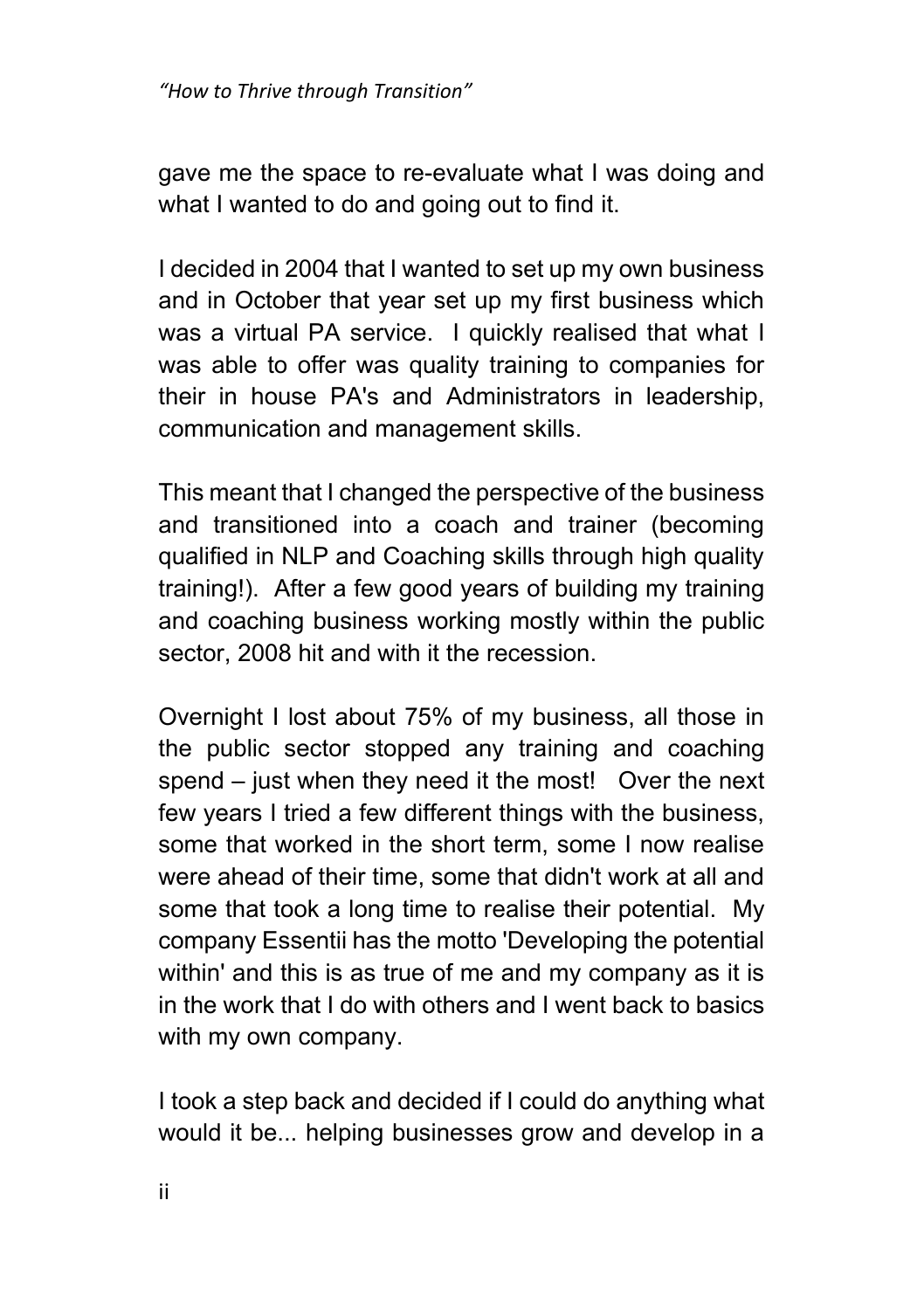gave me the space to re-evaluate what I was doing and what I wanted to do and going out to find it.

I decided in 2004 that I wanted to set up my own business and in October that year set up my first business which was a virtual PA service. I quickly realised that what I was able to offer was quality training to companies for their in house PA's and Administrators in leadership, communication and management skills.

This meant that I changed the perspective of the business and transitioned into a coach and trainer (becoming qualified in NLP and Coaching skills through high quality training!). After a few good years of building my training and coaching business working mostly within the public sector, 2008 hit and with it the recession.

Overnight I lost about 75% of my business, all those in the public sector stopped any training and coaching spend – just when they need it the most! Over the next few years I tried a few different things with the business, some that worked in the short term, some I now realise were ahead of their time, some that didn't work at all and some that took a long time to realise their potential. My company Essentii has the motto 'Developing the potential within' and this is as true of me and my company as it is in the work that I do with others and I went back to basics with my own company.

I took a step back and decided if I could do anything what would it be... helping businesses grow and develop in a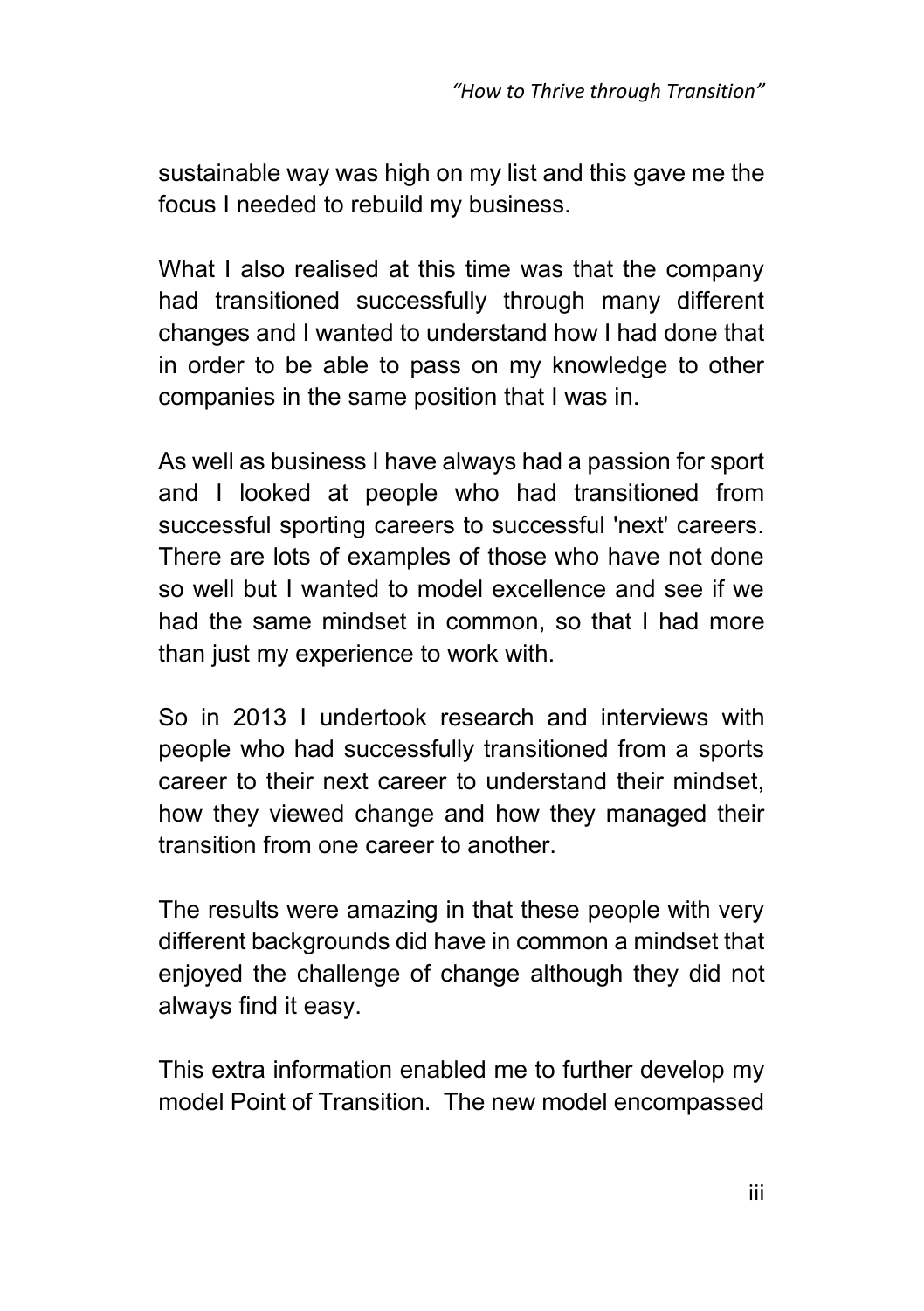sustainable way was high on my list and this gave me the focus I needed to rebuild my business.

What I also realised at this time was that the company had transitioned successfully through many different changes and I wanted to understand how I had done that in order to be able to pass on my knowledge to other companies in the same position that I was in.

As well as business I have always had a passion for sport and I looked at people who had transitioned from successful sporting careers to successful 'next' careers. There are lots of examples of those who have not done so well but I wanted to model excellence and see if we had the same mindset in common, so that I had more than just my experience to work with.

So in 2013 I undertook research and interviews with people who had successfully transitioned from a sports career to their next career to understand their mindset, how they viewed change and how they managed their transition from one career to another.

The results were amazing in that these people with very different backgrounds did have in common a mindset that enjoyed the challenge of change although they did not always find it easy.

This extra information enabled me to further develop my model Point of Transition. The new model encompassed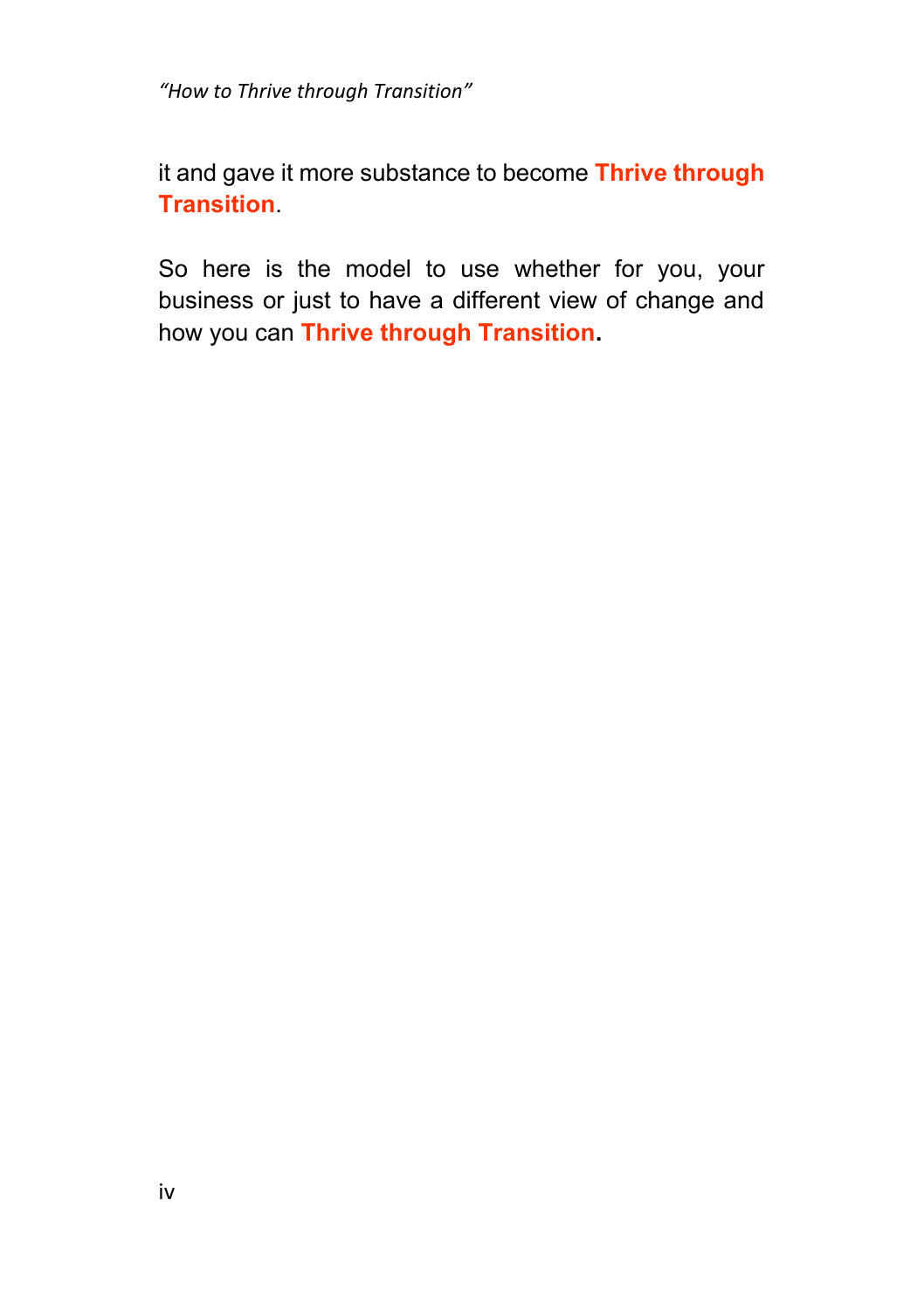it and gave it more substance to become **Thrive through Transition**.

So here is the model to use whether for you, your business or just to have a different view of change and how you can **Thrive through Transition.**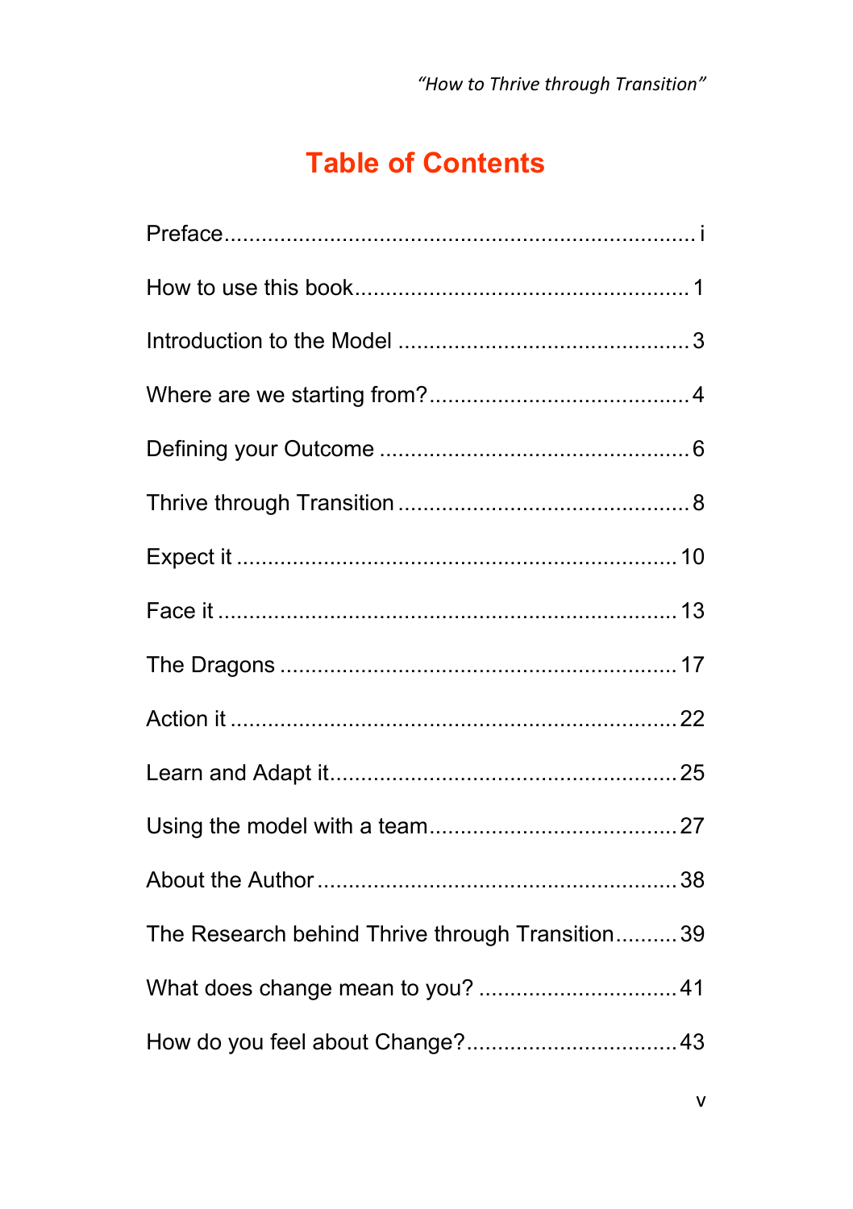# Table of Contents

Preface ........................................................................ i

How to use this book .................................................... 1

Introduction to the Model .............................................. 3

Where are we starting from? ......................................... 4

Defining your Outcome ................................................. 6

Thrive through Transition .............................................. 8

Expect it ...................................................................... 10

Face it ......................................................................... 13

The Dragons ................................................................ 17

Action it ....................................................................... 22

Learn and Adapt it ........................................................ 25

Using the model with a team ........................................ 27

About the Author .......................................................... 38

The Research behind Thrive through Transition .......... 39

What does change mean to you? ................................. 41

How do you feel about Change? .................................. 43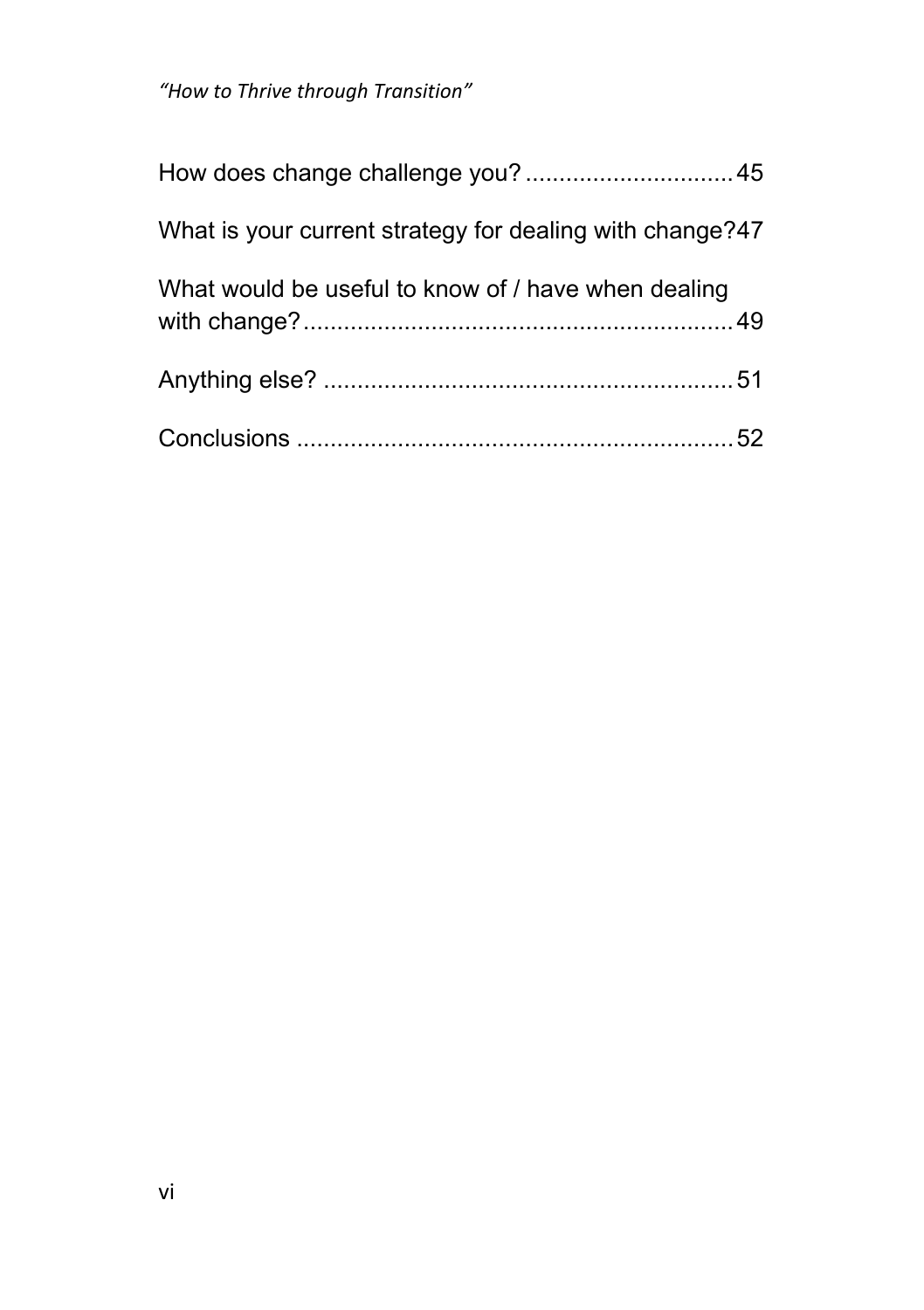How does change challenge you? .............................. 45

What is your current strategy for dealing with change?47

What would be useful to know of / have when dealing with change? ............................................................ 49

Anything else? ............................................................ 51

Conclusions ................................................................ 52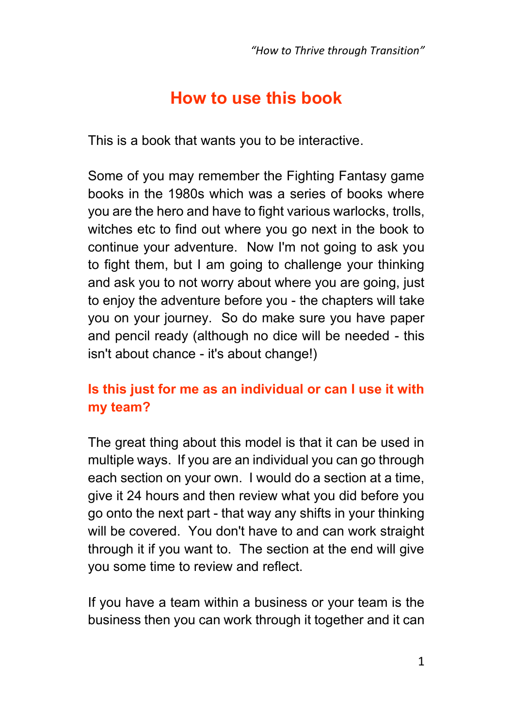# How to use this book

This is a book that wants you to be interactive.

Some of you may remember the Fighting Fantasy game books in the 1980s which was a series of books where you are the hero and have to fight various warlocks, trolls, witches etc to find out where you go next in the book to continue your adventure. Now I'm not going to ask you to fight them, but I am going to challenge your thinking and ask you to not worry about where you are going, just to enjoy the adventure before you - the chapters will take you on your journey. So do make sure you have paper and pencil ready (although no dice will be needed - this isn't about chance - it's about change!)

## Is this just for me as an individual or can I use it with my team?

The great thing about this model is that it can be used in multiple ways. If you are an individual you can go through each section on your own. I would do a section at a time, give it 24 hours and then review what you did before you go onto the next part - that way any shifts in your thinking will be covered. You don't have to and can work straight through it if you want to. The section at the end will give you some time to review and reflect.

If you have a team within a business or your team is the business then you can work through it together and it can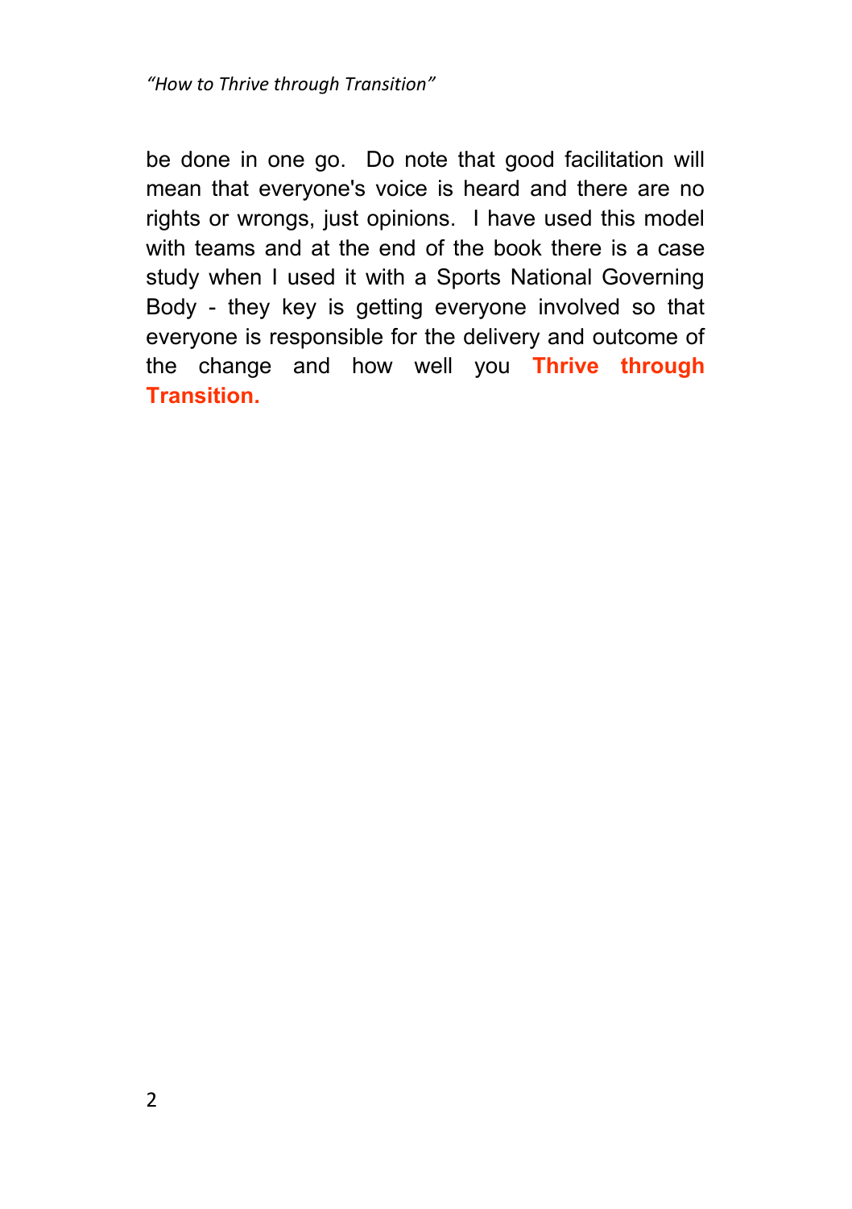be done in one go. Do note that good facilitation will mean that everyone's voice is heard and there are no rights or wrongs, just opinions. I have used this model with teams and at the end of the book there is a case study when I used it with a Sports National Governing Body - they key is getting everyone involved so that everyone is responsible for the delivery and outcome of the change and how well you **Thrive through Transition.**